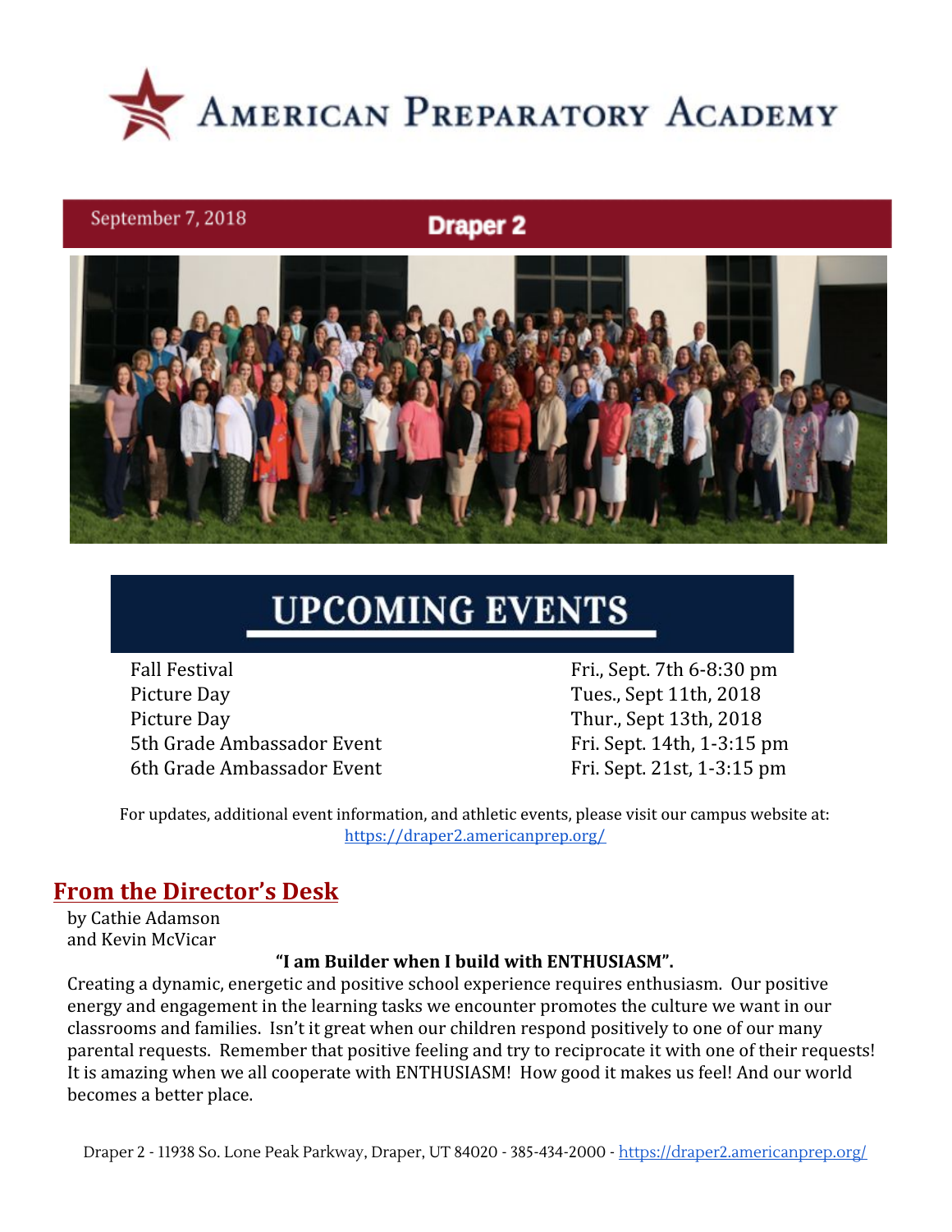# American Preparatory Academy

September 7, 2018 **Draper 2**

## UPCOMING EVENTS

| | |
|---|---|
| Fall Festival | Fri., Sept. 7th 6-8:30 pm |
| Picture Day | Tues., Sept 11th, 2018 |
| Picture Day | Thur., Sept 13th, 2018 |
| 5th Grade Ambassador Event | Fri. Sept. 14th, 1-3:15 pm |
| 6th Grade Ambassador Event | Fri. Sept. 21st, 1-3:15 pm |

For updates, additional event information, and athletic events, please visit our campus website at: https://draper2.americanprep.org/

## From the Director's Desk

by Cathie Adamson
and Kevin McVicar

**"I am Builder when I build with ENTHUSIASM".**

Creating a dynamic, energetic and positive school experience requires enthusiasm. Our positive energy and engagement in the learning tasks we encounter promotes the culture we want in our classrooms and families. Isn't it great when our children respond positively to one of our many parental requests. Remember that positive feeling and try to reciprocate it with one of their requests! It is amazing when we all cooperate with ENTHUSIASM! How good it makes us feel! And our world becomes a better place.

Draper 2 - 11938 So. Lone Peak Parkway, Draper, UT 84020 - 385-434-2000 - https://draper2.americanprep.org/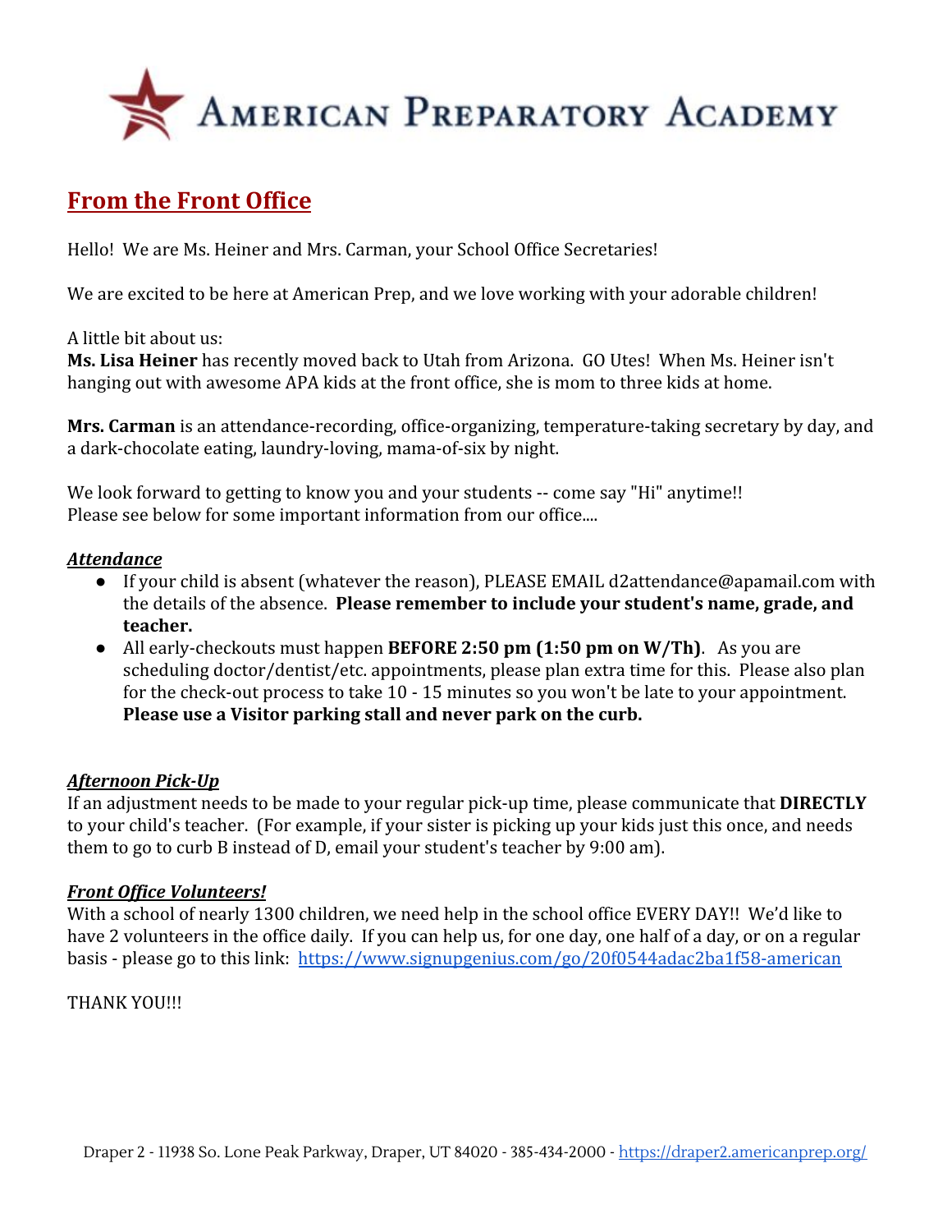# AMERICAN PREPARATORY ACADEMY

## From the Front Office

Hello! We are Ms. Heiner and Mrs. Carman, your School Office Secretaries!

We are excited to be here at American Prep, and we love working with your adorable children!

A little bit about us:
**Ms. Lisa Heiner** has recently moved back to Utah from Arizona. GO Utes! When Ms. Heiner isn't hanging out with awesome APA kids at the front office, she is mom to three kids at home.

**Mrs. Carman** is an attendance-recording, office-organizing, temperature-taking secretary by day, and a dark-chocolate eating, laundry-loving, mama-of-six by night.

We look forward to getting to know you and your students -- come say "Hi" anytime!!
Please see below for some important information from our office....

### ***Attendance***

- If your child is absent (whatever the reason), PLEASE EMAIL d2attendance@apamail.com with the details of the absence. **Please remember to include your student's name, grade, and teacher.**
- All early-checkouts must happen **BEFORE 2:50 pm (1:50 pm on W/Th)**. As you are scheduling doctor/dentist/etc. appointments, please plan extra time for this. Please also plan for the check-out process to take 10 - 15 minutes so you won't be late to your appointment. **Please use a Visitor parking stall and never park on the curb.**

### ***Afternoon Pick-Up***

If an adjustment needs to be made to your regular pick-up time, please communicate that **DIRECTLY** to your child's teacher. (For example, if your sister is picking up your kids just this once, and needs them to go to curb B instead of D, email your student's teacher by 9:00 am).

### ***Front Office Volunteers!***

With a school of nearly 1300 children, we need help in the school office EVERY DAY!! We'd like to have 2 volunteers in the office daily. If you can help us, for one day, one half of a day, or on a regular basis - please go to this link: https://www.signupgenius.com/go/20f0544adac2ba1f58-american

THANK YOU!!!

Draper 2 - 11938 So. Lone Peak Parkway, Draper, UT 84020 - 385-434-2000 - https://draper2.americanprep.org/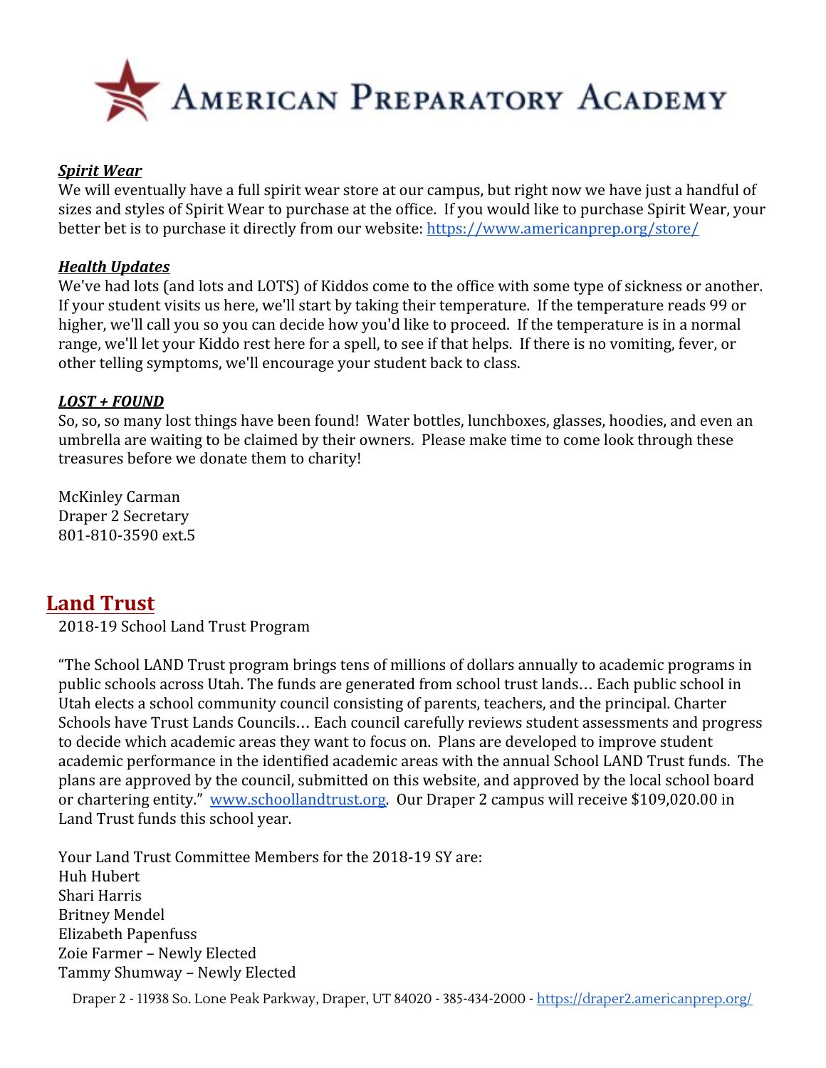# American Preparatory Academy

***Spirit Wear***

We will eventually have a full spirit wear store at our campus, but right now we have just a handful of sizes and styles of Spirit Wear to purchase at the office. If you would like to purchase Spirit Wear, your better bet is to purchase it directly from our website: https://www.americanprep.org/store/

***Health Updates***

We've had lots (and lots and LOTS) of Kiddos come to the office with some type of sickness or another. If your student visits us here, we'll start by taking their temperature. If the temperature reads 99 or higher, we'll call you so you can decide how you'd like to proceed. If the temperature is in a normal range, we'll let your Kiddo rest here for a spell, to see if that helps. If there is no vomiting, fever, or other telling symptoms, we'll encourage your student back to class.

***LOST + FOUND***

So, so, so many lost things have been found! Water bottles, lunchboxes, glasses, hoodies, and even an umbrella are waiting to be claimed by their owners. Please make time to come look through these treasures before we donate them to charity!

McKinley Carman
Draper 2 Secretary
801-810-3590 ext.5

## Land Trust

2018-19 School Land Trust Program

"The School LAND Trust program brings tens of millions of dollars annually to academic programs in public schools across Utah. The funds are generated from school trust lands… Each public school in Utah elects a school community council consisting of parents, teachers, and the principal. Charter Schools have Trust Lands Councils… Each council carefully reviews student assessments and progress to decide which academic areas they want to focus on. Plans are developed to improve student academic performance in the identified academic areas with the annual School LAND Trust funds. The plans are approved by the council, submitted on this website, and approved by the local school board or chartering entity." www.schoollandtrust.org. Our Draper 2 campus will receive $109,020.00 in Land Trust funds this school year.

Your Land Trust Committee Members for the 2018-19 SY are:
Huh Hubert
Shari Harris
Britney Mendel
Elizabeth Papenfuss
Zoie Farmer – Newly Elected
Tammy Shumway – Newly Elected

Draper 2 - 11938 So. Lone Peak Parkway, Draper, UT 84020 - 385-434-2000 - https://draper2.americanprep.org/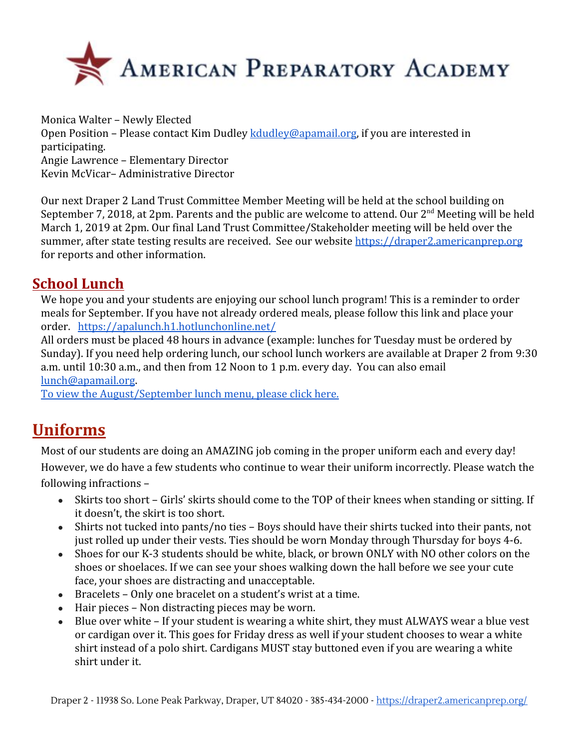Monica Walter – Newly Elected
Open Position – Please contact Kim Dudley kdudley@apamail.org, if you are interested in participating.
Angie Lawrence – Elementary Director
Kevin McVicar– Administrative Director

Our next Draper 2 Land Trust Committee Member Meeting will be held at the school building on September 7, 2018, at 2pm. Parents and the public are welcome to attend. Our 2nd Meeting will be held March 1, 2019 at 2pm. Our final Land Trust Committee/Stakeholder meeting will be held over the summer, after state testing results are received. See our website https://draper2.americanprep.org for reports and other information.

## School Lunch

We hope you and your students are enjoying our school lunch program! This is a reminder to order meals for September. If you have not already ordered meals, please follow this link and place your order. https://apalunch.h1.hotlunchonline.net/
All orders must be placed 48 hours in advance (example: lunches for Tuesday must be ordered by Sunday). If you need help ordering lunch, our school lunch workers are available at Draper 2 from 9:30 a.m. until 10:30 a.m., and then from 12 Noon to 1 p.m. every day. You can also email lunch@apamail.org.
To view the August/September lunch menu, please click here.

## Uniforms

Most of our students are doing an AMAZING job coming in the proper uniform each and every day! However, we do have a few students who continue to wear their uniform incorrectly. Please watch the following infractions –

- Skirts too short – Girls' skirts should come to the TOP of their knees when standing or sitting. If it doesn't, the skirt is too short.
- Shirts not tucked into pants/no ties – Boys should have their shirts tucked into their pants, not just rolled up under their vests. Ties should be worn Monday through Thursday for boys 4-6.
- Shoes for our K-3 students should be white, black, or brown ONLY with NO other colors on the shoes or shoelaces. If we can see your shoes walking down the hall before we see your cute face, your shoes are distracting and unacceptable.
- Bracelets – Only one bracelet on a student's wrist at a time.
- Hair pieces – Non distracting pieces may be worn.
- Blue over white – If your student is wearing a white shirt, they must ALWAYS wear a blue vest or cardigan over it. This goes for Friday dress as well if your student chooses to wear a white shirt instead of a polo shirt. Cardigans MUST stay buttoned even if you are wearing a white shirt under it.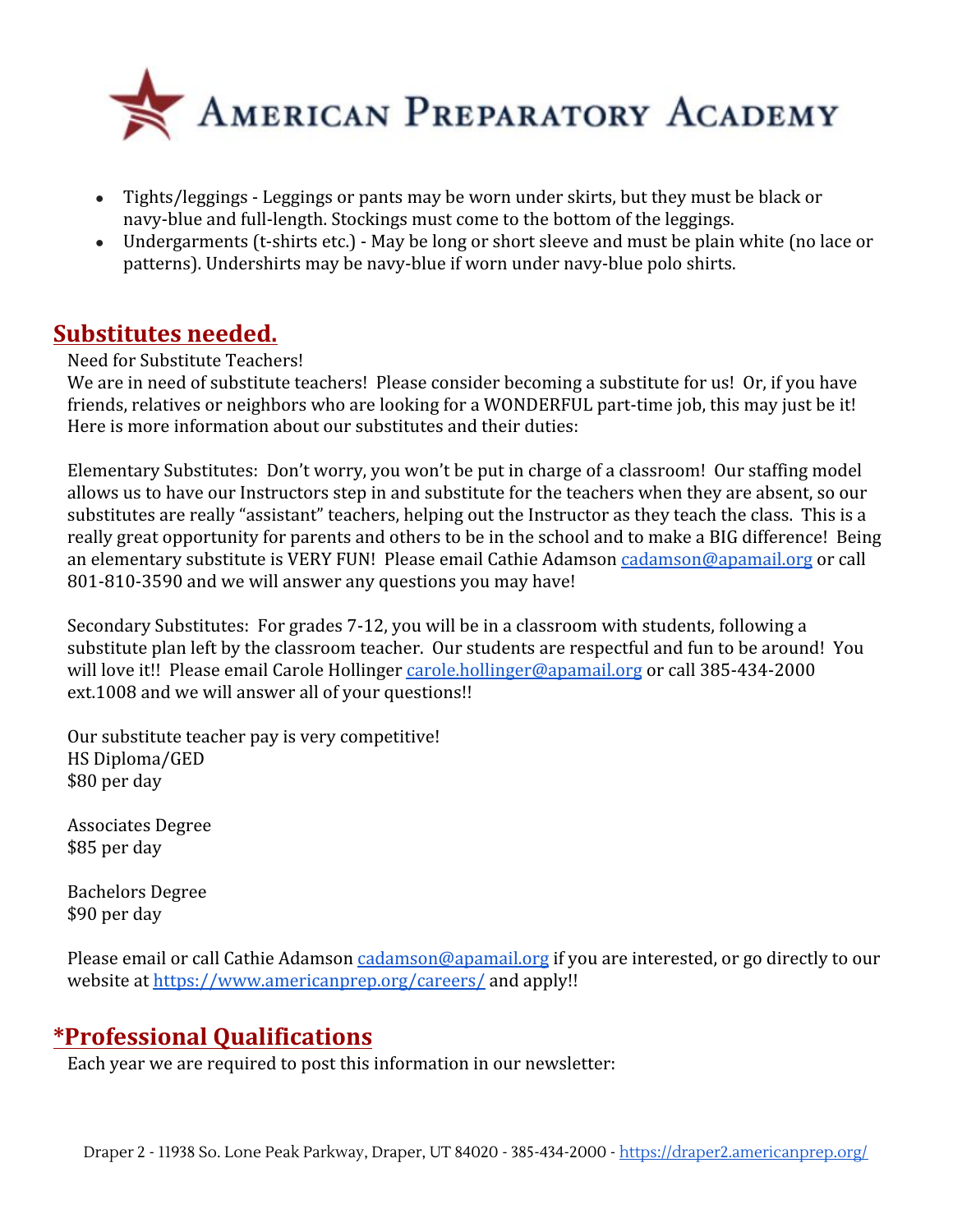- Tights/leggings - Leggings or pants may be worn under skirts, but they must be black or navy-blue and full-length. Stockings must come to the bottom of the leggings.
- Undergarments (t-shirts etc.) - May be long or short sleeve and must be plain white (no lace or patterns). Undershirts may be navy-blue if worn under navy-blue polo shirts.

## Substitutes needed.

Need for Substitute Teachers!
We are in need of substitute teachers! Please consider becoming a substitute for us! Or, if you have friends, relatives or neighbors who are looking for a WONDERFUL part-time job, this may just be it! Here is more information about our substitutes and their duties:

Elementary Substitutes: Don't worry, you won't be put in charge of a classroom! Our staffing model allows us to have our Instructors step in and substitute for the teachers when they are absent, so our substitutes are really "assistant" teachers, helping out the Instructor as they teach the class. This is a really great opportunity for parents and others to be in the school and to make a BIG difference! Being an elementary substitute is VERY FUN! Please email Cathie Adamson cadamson@apamail.org or call 801-810-3590 and we will answer any questions you may have!

Secondary Substitutes: For grades 7-12, you will be in a classroom with students, following a substitute plan left by the classroom teacher. Our students are respectful and fun to be around! You will love it!! Please email Carole Hollinger carole.hollinger@apamail.org or call 385-434-2000 ext.1008 and we will answer all of your questions!!

Our substitute teacher pay is very competitive!
HS Diploma/GED
$80 per day

Associates Degree
$85 per day

Bachelors Degree
$90 per day

Please email or call Cathie Adamson cadamson@apamail.org if you are interested, or go directly to our website at https://www.americanprep.org/careers/ and apply!!

## *Professional Qualifications

Each year we are required to post this information in our newsletter: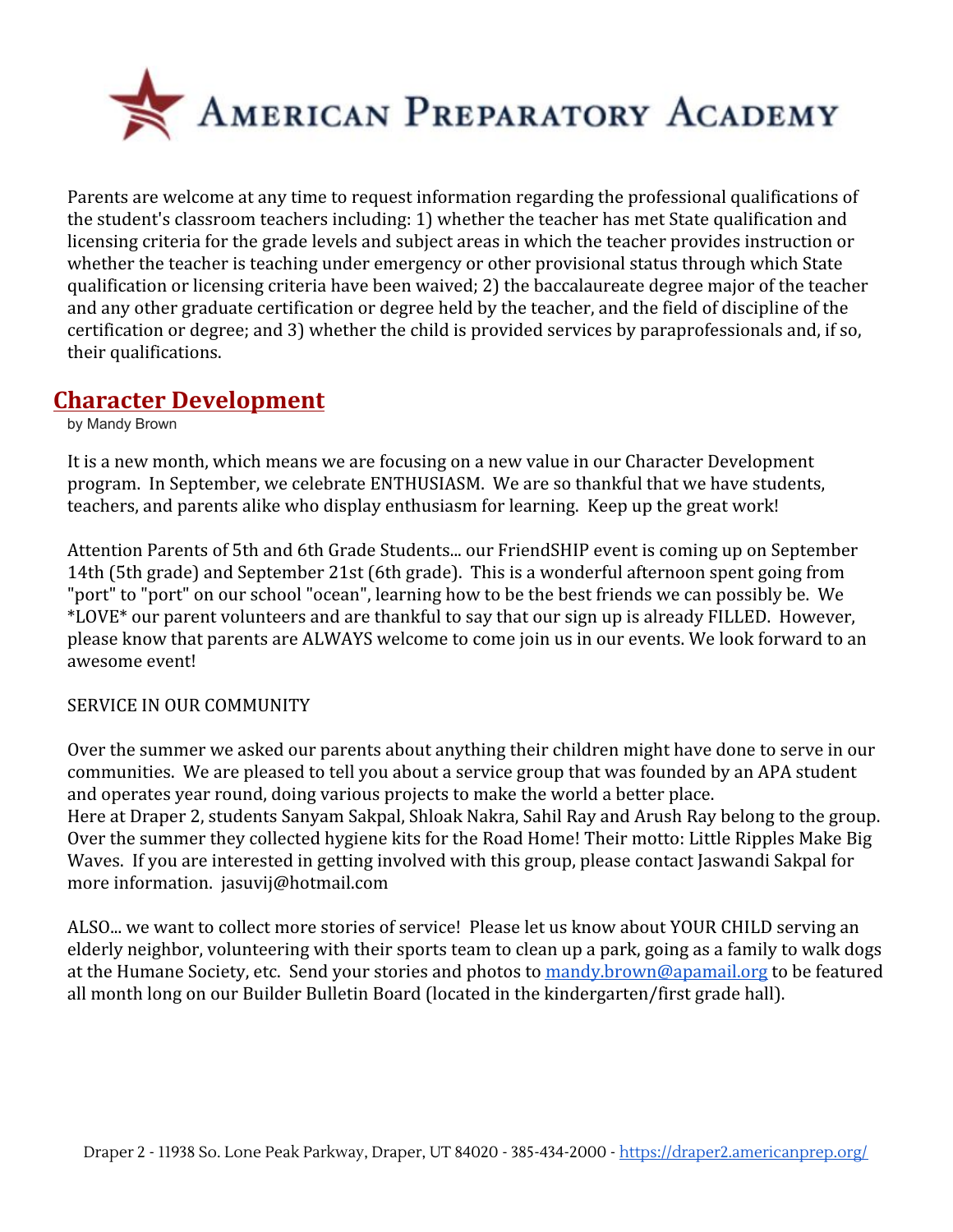Parents are welcome at any time to request information regarding the professional qualifications of the student's classroom teachers including: 1) whether the teacher has met State qualification and licensing criteria for the grade levels and subject areas in which the teacher provides instruction or whether the teacher is teaching under emergency or other provisional status through which State qualification or licensing criteria have been waived; 2) the baccalaureate degree major of the teacher and any other graduate certification or degree held by the teacher, and the field of discipline of the certification or degree; and 3) whether the child is provided services by paraprofessionals and, if so, their qualifications.

## Character Development

by Mandy Brown

It is a new month, which means we are focusing on a new value in our Character Development program. In September, we celebrate ENTHUSIASM. We are so thankful that we have students, teachers, and parents alike who display enthusiasm for learning. Keep up the great work!

Attention Parents of 5th and 6th Grade Students... our FriendSHIP event is coming up on September 14th (5th grade) and September 21st (6th grade). This is a wonderful afternoon spent going from "port" to "port" on our school "ocean", learning how to be the best friends we can possibly be. We *LOVE* our parent volunteers and are thankful to say that our sign up is already FILLED. However, please know that parents are ALWAYS welcome to come join us in our events. We look forward to an awesome event!

SERVICE IN OUR COMMUNITY

Over the summer we asked our parents about anything their children might have done to serve in our communities. We are pleased to tell you about a service group that was founded by an APA student and operates year round, doing various projects to make the world a better place.
Here at Draper 2, students Sanyam Sakpal, Shloak Nakra, Sahil Ray and Arush Ray belong to the group. Over the summer they collected hygiene kits for the Road Home! Their motto: Little Ripples Make Big Waves. If you are interested in getting involved with this group, please contact Jaswandi Sakpal for more information. jasuvij@hotmail.com

ALSO... we want to collect more stories of service! Please let us know about YOUR CHILD serving an elderly neighbor, volunteering with their sports team to clean up a park, going as a family to walk dogs at the Humane Society, etc. Send your stories and photos to mandy.brown@apamail.org to be featured all month long on our Builder Bulletin Board (located in the kindergarten/first grade hall).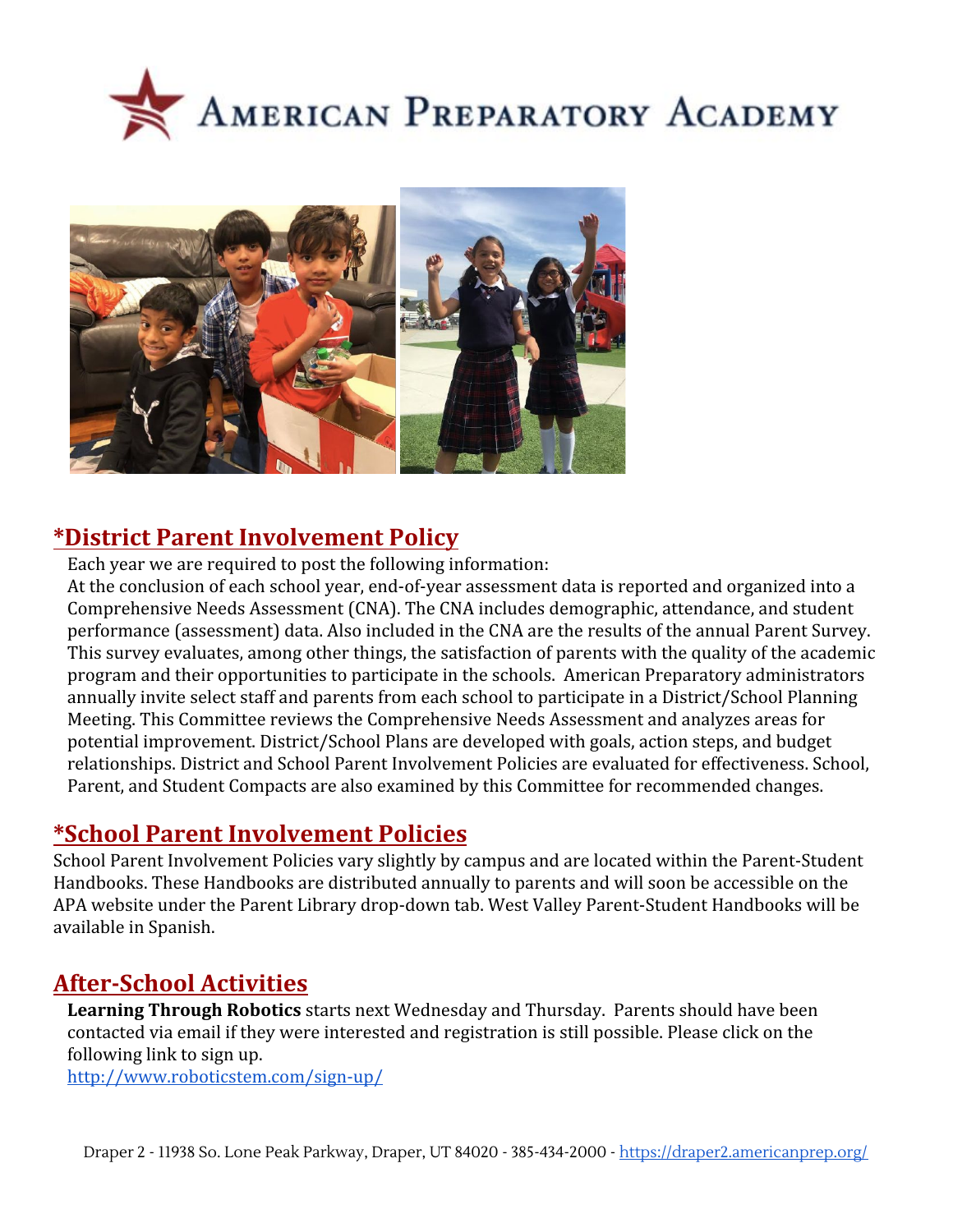# American Preparatory Academy

## *District Parent Involvement Policy

Each year we are required to post the following information:
At the conclusion of each school year, end-of-year assessment data is reported and organized into a Comprehensive Needs Assessment (CNA). The CNA includes demographic, attendance, and student performance (assessment) data. Also included in the CNA are the results of the annual Parent Survey. This survey evaluates, among other things, the satisfaction of parents with the quality of the academic program and their opportunities to participate in the schools. American Preparatory administrators annually invite select staff and parents from each school to participate in a District/School Planning Meeting. This Committee reviews the Comprehensive Needs Assessment and analyzes areas for potential improvement. District/School Plans are developed with goals, action steps, and budget relationships. District and School Parent Involvement Policies are evaluated for effectiveness. School, Parent, and Student Compacts are also examined by this Committee for recommended changes.

## *School Parent Involvement Policies

School Parent Involvement Policies vary slightly by campus and are located within the Parent-Student Handbooks. These Handbooks are distributed annually to parents and will soon be accessible on the APA website under the Parent Library drop-down tab. West Valley Parent-Student Handbooks will be available in Spanish.

## After-School Activities

**Learning Through Robotics** starts next Wednesday and Thursday. Parents should have been contacted via email if they were interested and registration is still possible. Please click on the following link to sign up.
[http://www.roboticstem.com/sign-up/](http://www.roboticstem.com/sign-up/)

Draper 2 - 11938 So. Lone Peak Parkway, Draper, UT 84020 - 385-434-2000 - [https://draper2.americanprep.org/](https://draper2.americanprep.org/)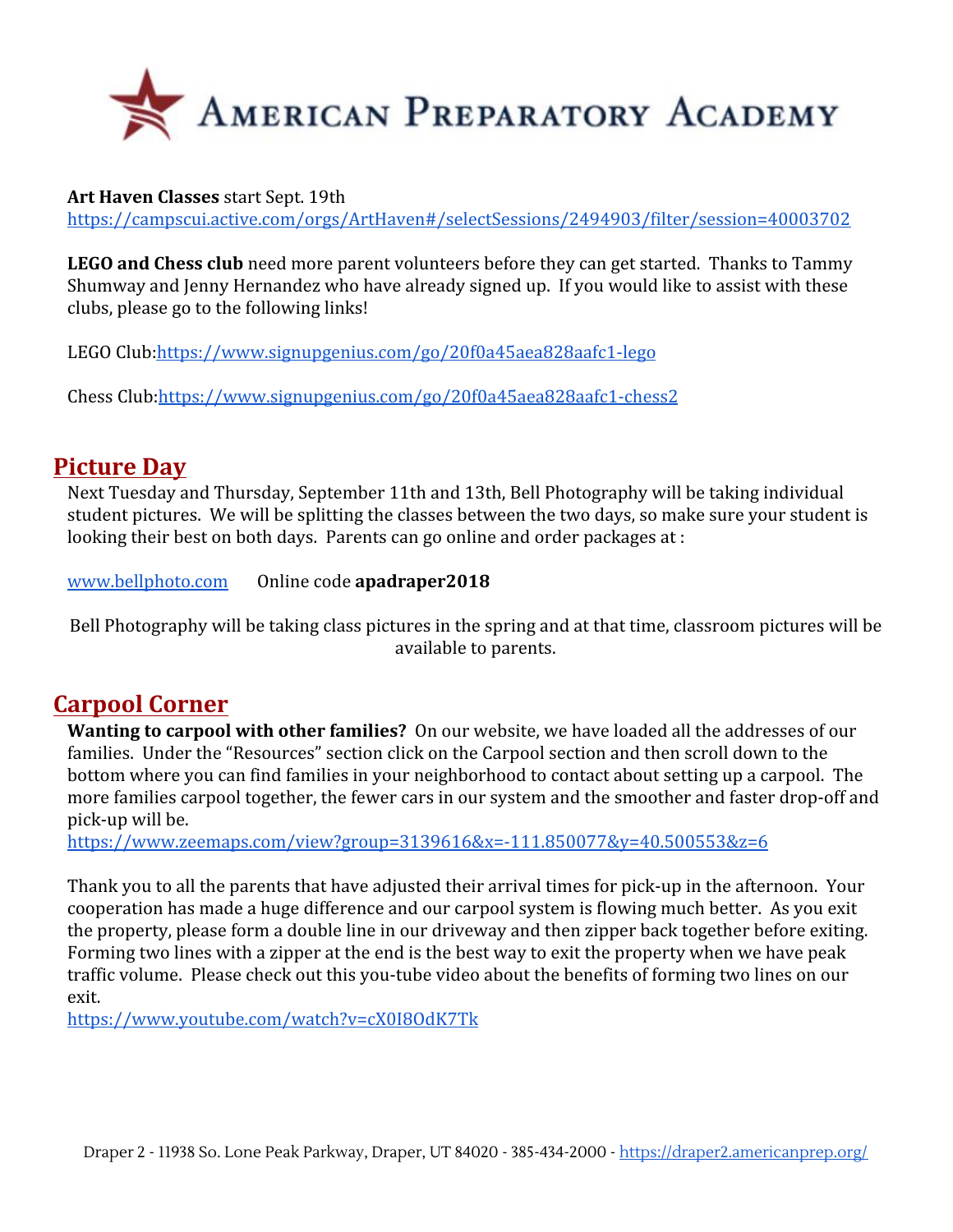# AMERICAN PREPARATORY ACADEMY

**Art Haven Classes** start Sept. 19th
https://campscui.active.com/orgs/ArtHaven#/selectSessions/2494903/filter/session=40003702

**LEGO and Chess club** need more parent volunteers before they can get started. Thanks to Tammy Shumway and Jenny Hernandez who have already signed up. If you would like to assist with these clubs, please go to the following links!

LEGO Club:https://www.signupgenius.com/go/20f0a45aea828aafc1-lego

Chess Club:https://www.signupgenius.com/go/20f0a45aea828aafc1-chess2

## Picture Day

Next Tuesday and Thursday, September 11th and 13th, Bell Photography will be taking individual student pictures. We will be splitting the classes between the two days, so make sure your student is looking their best on both days. Parents can go online and order packages at :

www.bellphoto.com    Online code **apadraper2018**

Bell Photography will be taking class pictures in the spring and at that time, classroom pictures will be available to parents.

## Carpool Corner

**Wanting to carpool with other families?** On our website, we have loaded all the addresses of our families. Under the "Resources" section click on the Carpool section and then scroll down to the bottom where you can find families in your neighborhood to contact about setting up a carpool. The more families carpool together, the fewer cars in our system and the smoother and faster drop-off and pick-up will be.
https://www.zeemaps.com/view?group=3139616&x=-111.850077&y=40.500553&z=6

Thank you to all the parents that have adjusted their arrival times for pick-up in the afternoon. Your cooperation has made a huge difference and our carpool system is flowing much better. As you exit the property, please form a double line in our driveway and then zipper back together before exiting. Forming two lines with a zipper at the end is the best way to exit the property when we have peak traffic volume. Please check out this you-tube video about the benefits of forming two lines on our exit.
https://www.youtube.com/watch?v=cX0I8OdK7Tk

Draper 2 - 11938 So. Lone Peak Parkway, Draper, UT 84020 - 385-434-2000 - https://draper2.americanprep.org/